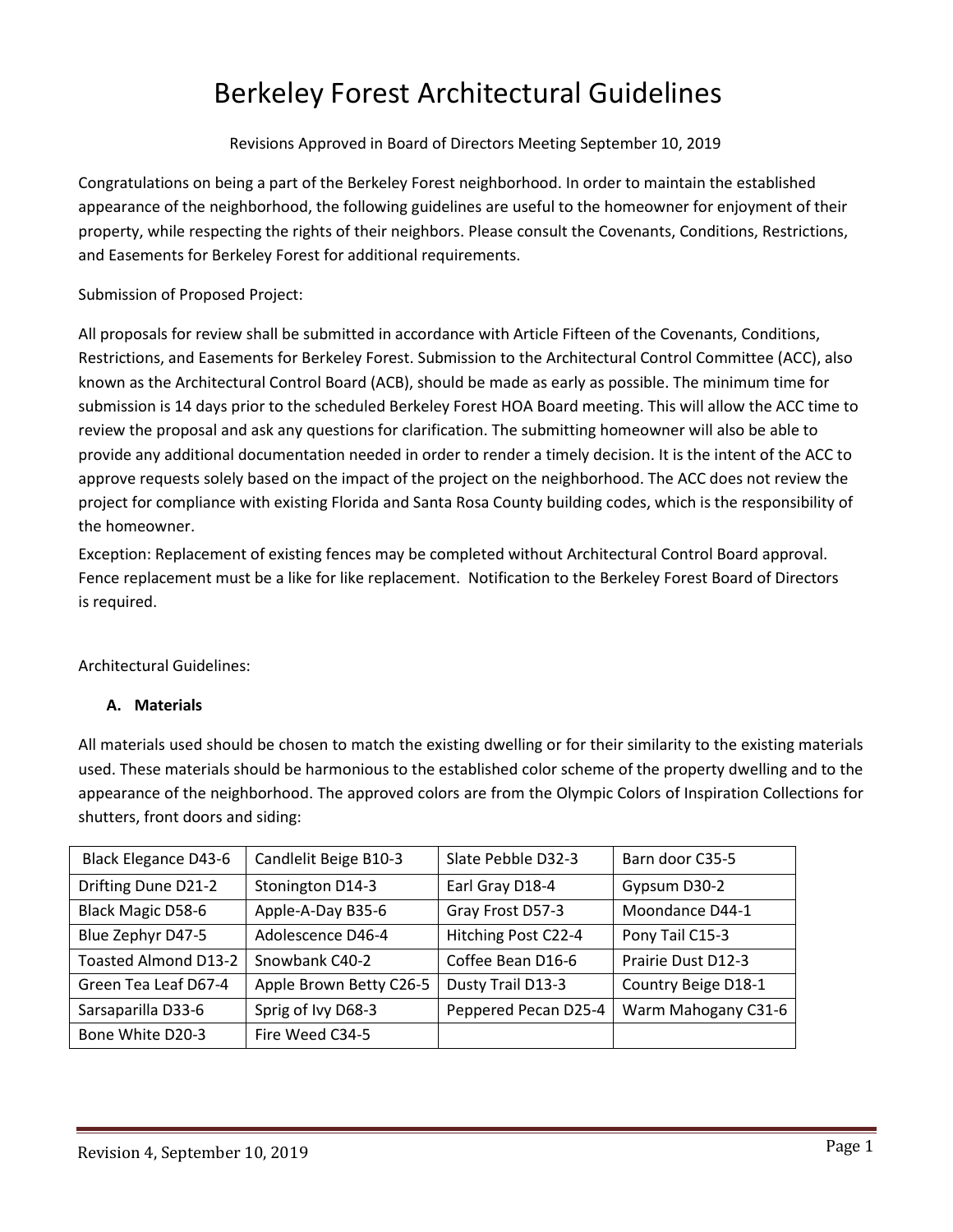# Berkeley Forest Architectural Guidelines

Revisions Approved in Board of Directors Meeting September 10, 2019

Congratulations on being a part of the Berkeley Forest neighborhood. In order to maintain the established appearance of the neighborhood, the following guidelines are useful to the homeowner for enjoyment of their property, while respecting the rights of their neighbors. Please consult the Covenants, Conditions, Restrictions, and Easements for Berkeley Forest for additional requirements.

Submission of Proposed Project:

All proposals for review shall be submitted in accordance with Article Fifteen of the Covenants, Conditions, Restrictions, and Easements for Berkeley Forest. Submission to the Architectural Control Committee (ACC), also known as the Architectural Control Board (ACB), should be made as early as possible. The minimum time for submission is 14 days prior to the scheduled Berkeley Forest HOA Board meeting. This will allow the ACC time to review the proposal and ask any questions for clarification. The submitting homeowner will also be able to provide any additional documentation needed in order to render a timely decision. It is the intent of the ACC to approve requests solely based on the impact of the project on the neighborhood. The ACC does not review the project for compliance with existing Florida and Santa Rosa County building codes, which is the responsibility of the homeowner.

Exception: Replacement of existing fences may be completed without Architectural Control Board approval. Fence replacement must be a like for like replacement. Notification to the Berkeley Forest Board of Directors is required.

Architectural Guidelines:

**A. Materials**

All materials used should be chosen to match the existing dwelling or for their similarity to the existing materials used. These materials should be harmonious to the established color scheme of the property dwelling and to the appearance of the neighborhood. The approved colors are from the Olympic Colors of Inspiration Collections for shutters, front doors and siding:

| | | | |
|---|---|---|---|
| Black Elegance D43-6 | Candlelit Beige B10-3 | Slate Pebble D32-3 | Barn door C35-5 |
| Drifting Dune D21-2 | Stonington D14-3 | Earl Gray D18-4 | Gypsum D30-2 |
| Black Magic D58-6 | Apple-A-Day B35-6 | Gray Frost D57-3 | Moondance D44-1 |
| Blue Zephyr D47-5 | Adolescence D46-4 | Hitching Post C22-4 | Pony Tail C15-3 |
| Toasted Almond D13-2 | Snowbank C40-2 | Coffee Bean D16-6 | Prairie Dust D12-3 |
| Green Tea Leaf D67-4 | Apple Brown Betty C26-5 | Dusty Trail D13-3 | Country Beige D18-1 |
| Sarsaparilla D33-6 | Sprig of Ivy D68-3 | Peppered Pecan D25-4 | Warm Mahogany C31-6 |
| Bone White D20-3 | Fire Weed C34-5 | | |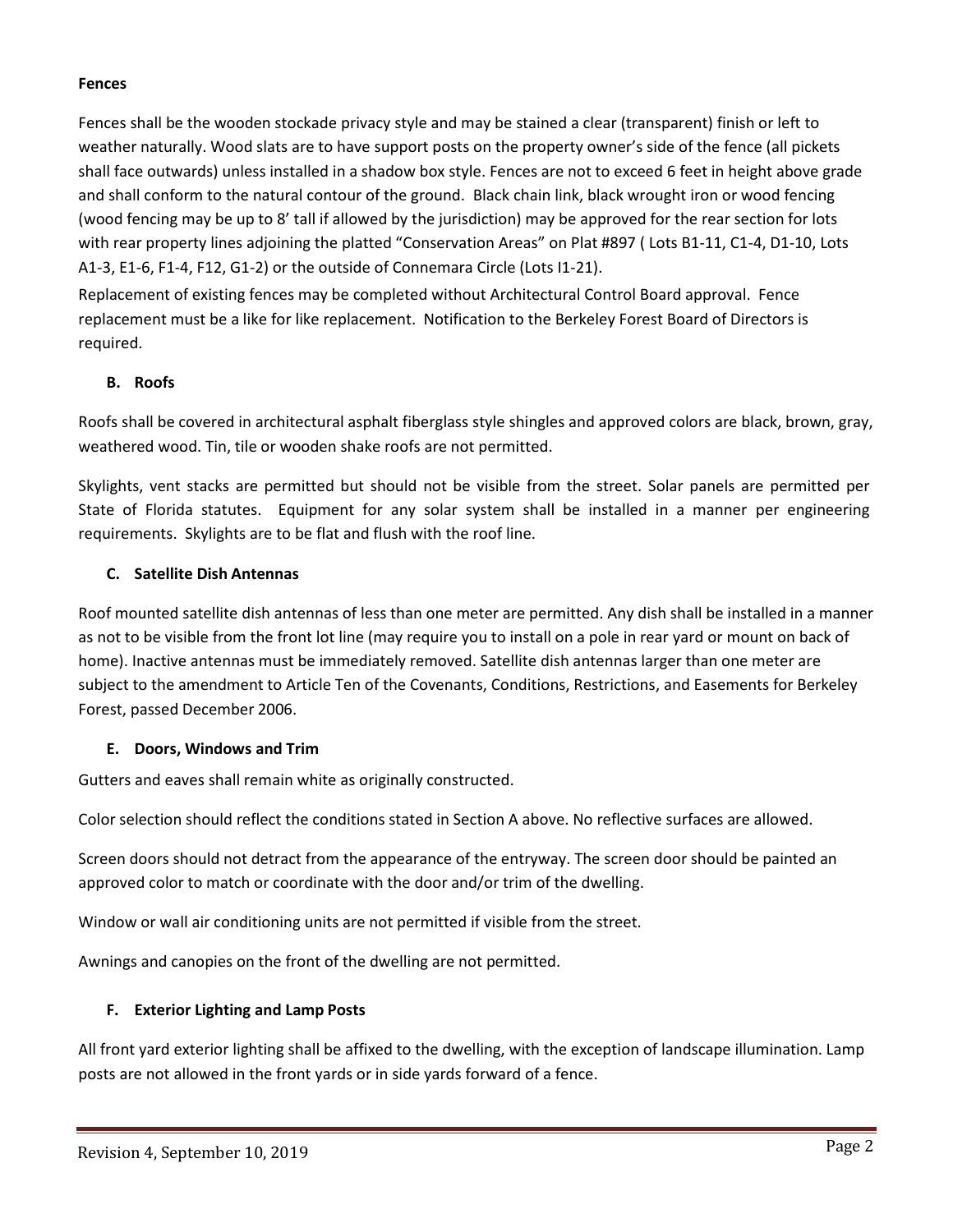**Fences**

Fences shall be the wooden stockade privacy style and may be stained a clear (transparent) finish or left to weather naturally. Wood slats are to have support posts on the property owner's side of the fence (all pickets shall face outwards) unless installed in a shadow box style. Fences are not to exceed 6 feet in height above grade and shall conform to the natural contour of the ground. Black chain link, black wrought iron or wood fencing (wood fencing may be up to 8' tall if allowed by the jurisdiction) may be approved for the rear section for lots with rear property lines adjoining the platted "Conservation Areas" on Plat #897 ( Lots B1-11, C1-4, D1-10, Lots A1-3, E1-6, F1-4, F12, G1-2) or the outside of Connemara Circle (Lots I1-21).

Replacement of existing fences may be completed without Architectural Control Board approval. Fence replacement must be a like for like replacement. Notification to the Berkeley Forest Board of Directors is required.

**B. Roofs**

Roofs shall be covered in architectural asphalt fiberglass style shingles and approved colors are black, brown, gray, weathered wood. Tin, tile or wooden shake roofs are not permitted.

Skylights, vent stacks are permitted but should not be visible from the street. Solar panels are permitted per State of Florida statutes. Equipment for any solar system shall be installed in a manner per engineering requirements. Skylights are to be flat and flush with the roof line.

**C. Satellite Dish Antennas**

Roof mounted satellite dish antennas of less than one meter are permitted. Any dish shall be installed in a manner as not to be visible from the front lot line (may require you to install on a pole in rear yard or mount on back of home). Inactive antennas must be immediately removed. Satellite dish antennas larger than one meter are subject to the amendment to Article Ten of the Covenants, Conditions, Restrictions, and Easements for Berkeley Forest, passed December 2006.

**E. Doors, Windows and Trim**

Gutters and eaves shall remain white as originally constructed.

Color selection should reflect the conditions stated in Section A above. No reflective surfaces are allowed.

Screen doors should not detract from the appearance of the entryway. The screen door should be painted an approved color to match or coordinate with the door and/or trim of the dwelling.

Window or wall air conditioning units are not permitted if visible from the street.

Awnings and canopies on the front of the dwelling are not permitted.

**F. Exterior Lighting and Lamp Posts**

All front yard exterior lighting shall be affixed to the dwelling, with the exception of landscape illumination. Lamp posts are not allowed in the front yards or in side yards forward of a fence.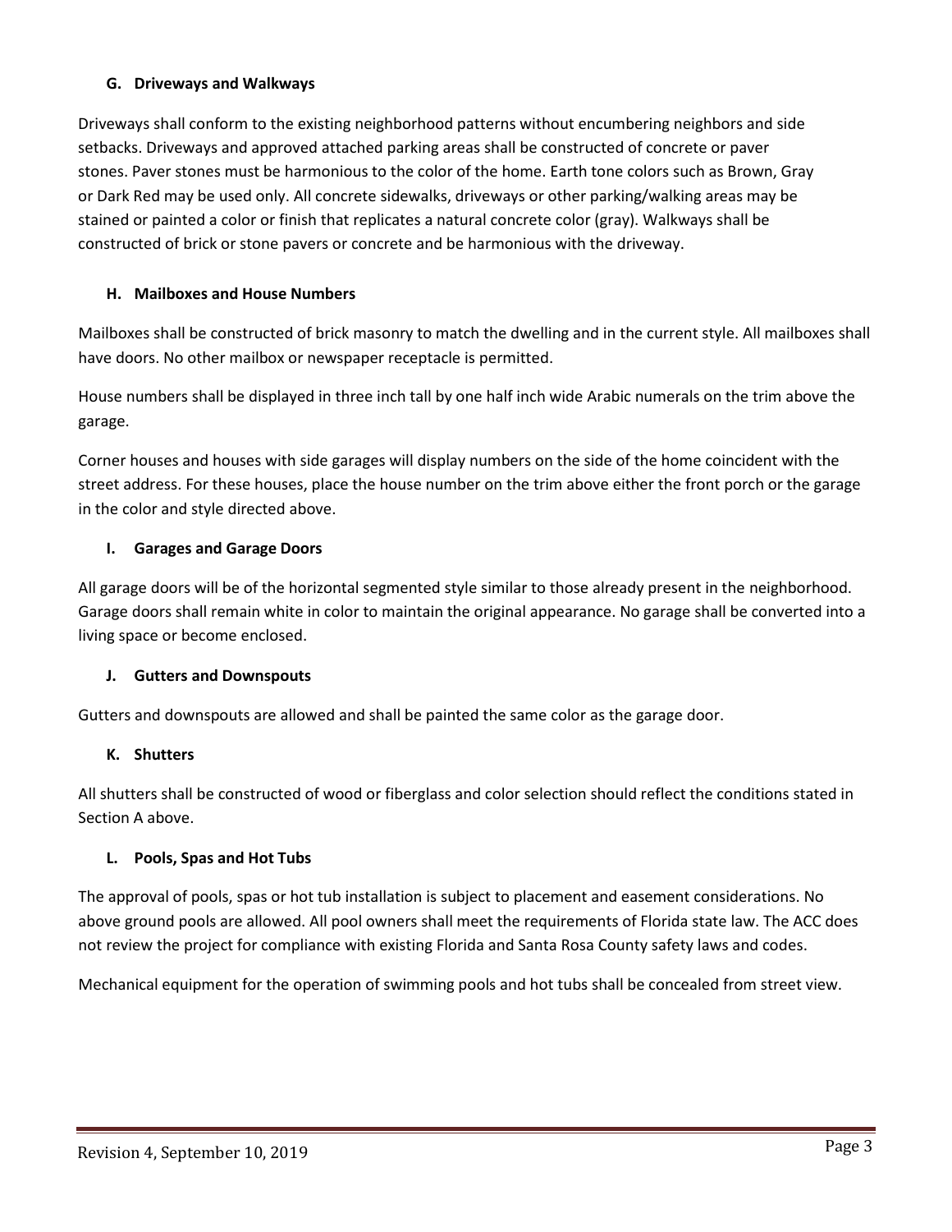### G. Driveways and Walkways

Driveways shall conform to the existing neighborhood patterns without encumbering neighbors and side setbacks. Driveways and approved attached parking areas shall be constructed of concrete or paver stones. Paver stones must be harmonious to the color of the home. Earth tone colors such as Brown, Gray or Dark Red may be used only. All concrete sidewalks, driveways or other parking/walking areas may be stained or painted a color or finish that replicates a natural concrete color (gray). Walkways shall be constructed of brick or stone pavers or concrete and be harmonious with the driveway.

### H. Mailboxes and House Numbers

Mailboxes shall be constructed of brick masonry to match the dwelling and in the current style. All mailboxes shall have doors. No other mailbox or newspaper receptacle is permitted.

House numbers shall be displayed in three inch tall by one half inch wide Arabic numerals on the trim above the garage.

Corner houses and houses with side garages will display numbers on the side of the home coincident with the street address. For these houses, place the house number on the trim above either the front porch or the garage in the color and style directed above.

### I. Garages and Garage Doors

All garage doors will be of the horizontal segmented style similar to those already present in the neighborhood. Garage doors shall remain white in color to maintain the original appearance. No garage shall be converted into a living space or become enclosed.

### J. Gutters and Downspouts

Gutters and downspouts are allowed and shall be painted the same color as the garage door.

### K. Shutters

All shutters shall be constructed of wood or fiberglass and color selection should reflect the conditions stated in Section A above.

### L. Pools, Spas and Hot Tubs

The approval of pools, spas or hot tub installation is subject to placement and easement considerations. No above ground pools are allowed. All pool owners shall meet the requirements of Florida state law. The ACC does not review the project for compliance with existing Florida and Santa Rosa County safety laws and codes.

Mechanical equipment for the operation of swimming pools and hot tubs shall be concealed from street view.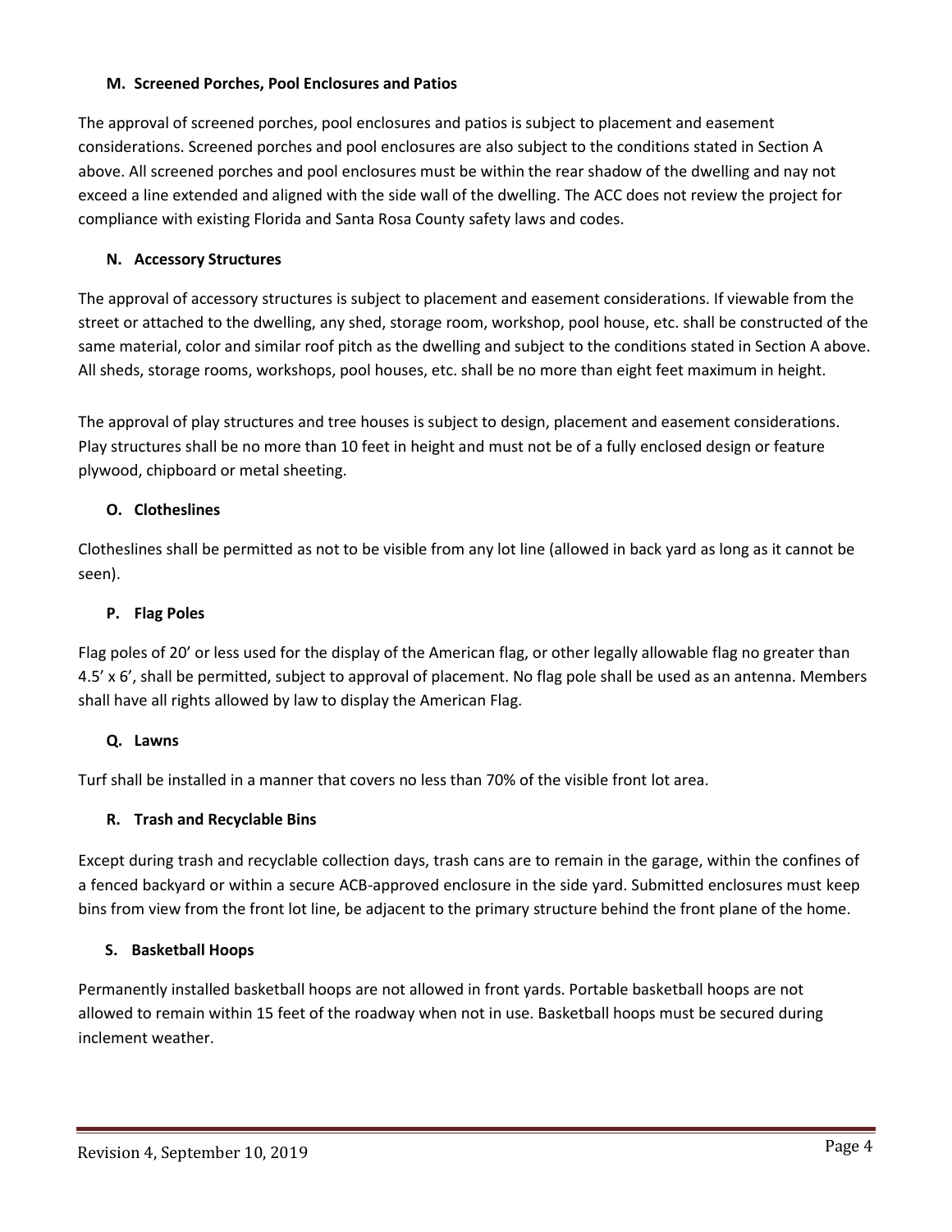### M. Screened Porches, Pool Enclosures and Patios

The approval of screened porches, pool enclosures and patios is subject to placement and easement considerations. Screened porches and pool enclosures are also subject to the conditions stated in Section A above. All screened porches and pool enclosures must be within the rear shadow of the dwelling and nay not exceed a line extended and aligned with the side wall of the dwelling. The ACC does not review the project for compliance with existing Florida and Santa Rosa County safety laws and codes.

### N. Accessory Structures

The approval of accessory structures is subject to placement and easement considerations. If viewable from the street or attached to the dwelling, any shed, storage room, workshop, pool house, etc. shall be constructed of the same material, color and similar roof pitch as the dwelling and subject to the conditions stated in Section A above. All sheds, storage rooms, workshops, pool houses, etc. shall be no more than eight feet maximum in height.

The approval of play structures and tree houses is subject to design, placement and easement considerations. Play structures shall be no more than 10 feet in height and must not be of a fully enclosed design or feature plywood, chipboard or metal sheeting.

### O. Clotheslines

Clotheslines shall be permitted as not to be visible from any lot line (allowed in back yard as long as it cannot be seen).

### P. Flag Poles

Flag poles of 20' or less used for the display of the American flag, or other legally allowable flag no greater than 4.5' x 6', shall be permitted, subject to approval of placement. No flag pole shall be used as an antenna. Members shall have all rights allowed by law to display the American Flag.

### Q. Lawns

Turf shall be installed in a manner that covers no less than 70% of the visible front lot area.

### R. Trash and Recyclable Bins

Except during trash and recyclable collection days, trash cans are to remain in the garage, within the confines of a fenced backyard or within a secure ACB-approved enclosure in the side yard. Submitted enclosures must keep bins from view from the front lot line, be adjacent to the primary structure behind the front plane of the home.

### S. Basketball Hoops

Permanently installed basketball hoops are not allowed in front yards. Portable basketball hoops are not allowed to remain within 15 feet of the roadway when not in use. Basketball hoops must be secured during inclement weather.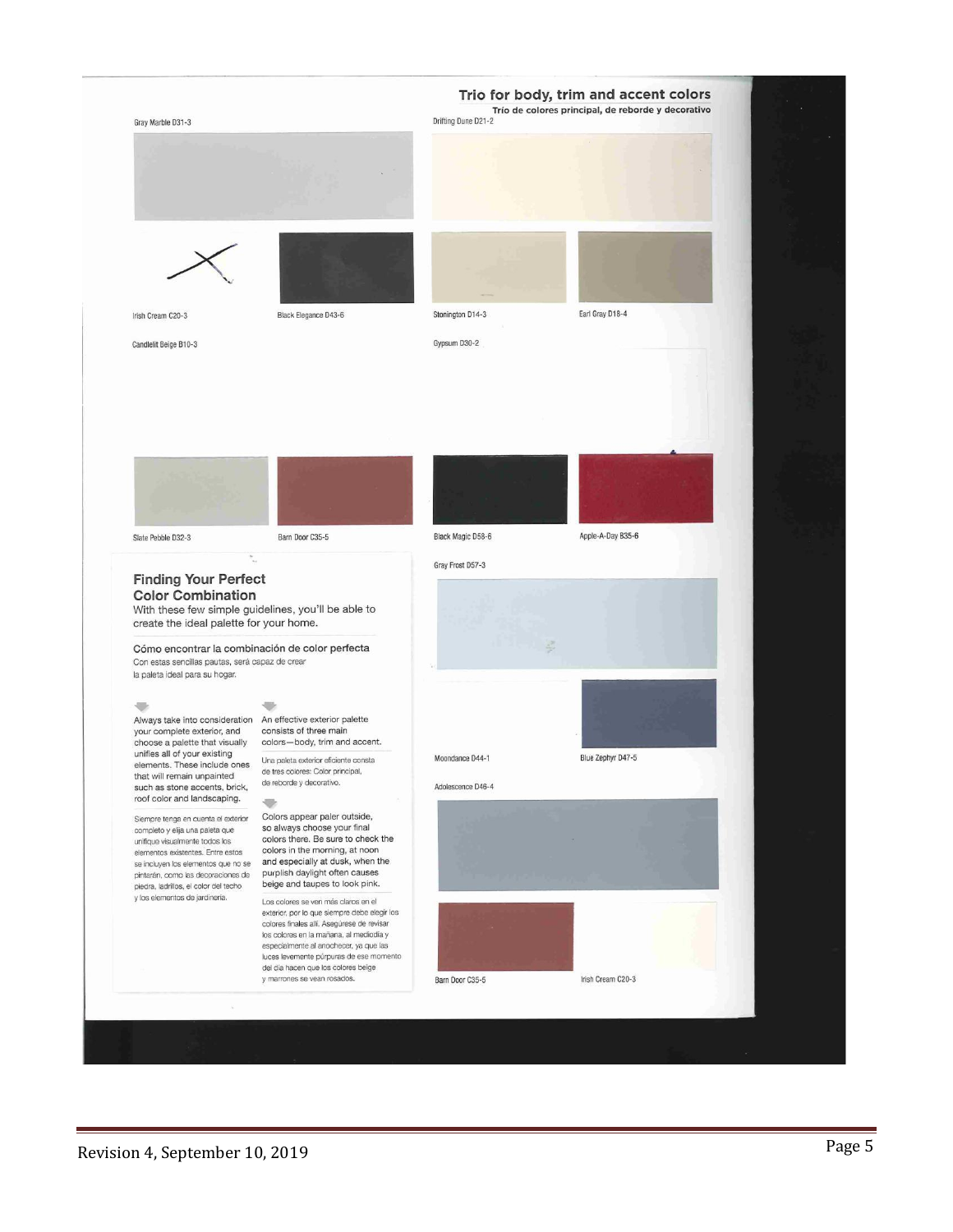## Trio for body, trim and accent colors

Trío de colores principal, de reborde y decorativo

Gray Marble D31-3

Irish Cream C20-3

Black Elegance D43-6

Drifting Dune D21-2

Stonington D14-3

Earl Gray D18-4

Candlelit Beige B10-3

Slate Pebble D32-3

Barn Door C35-5

Gypsum D30-2

Black Magic D58-6

Apple-A-Day B35-6

Gray Frost D57-3

Moondance D44-1

Blue Zephyr D47-5

Adolescence D46-4

Barn Door C35-5

Irish Cream C20-3

### Finding Your Perfect Color Combination

With these few simple guidelines, you'll be able to create the ideal palette for your home.

#### Cómo encontrar la combinación de color perfecta

Con estas sencillas pautas, será capaz de crear la paleta ideal para su hogar.

Always take into consideration your complete exterior, and choose a palette that visually unifies all of your existing elements. These include ones that will remain unpainted such as stone accents, brick, roof color and landscaping.

Siempre tenga en cuenta el exterior completo y elija una paleta que unifique visualmente todos los elementos existentes. Entre estos se incluyen los elementos que no se pintarán, como las decoraciones de piedra, ladrillos, el color del techo y los elementos de jardinería.

An effective exterior palette consists of three main colors—body, trim and accent.

Una paleta exterior eficiente consta de tres colores: Color principal, de reborde y decorativo.

Colors appear paler outside, so always choose your final colors there. Be sure to check the colors in the morning, at noon and especially at dusk, when the purplish daylight often causes beige and taupes to look pink.

Los colores se ven más claros en el exterior, por lo que siempre debe elegir los colores finales allí. Asegúrese de revisar los colores en la mañana, al mediodía y especialmente al anochecer, ya que las luces levemente púrpuras de ese momento del día hacen que los colores beige y marrones se vean rosados.

Revision 4, September 10, 2019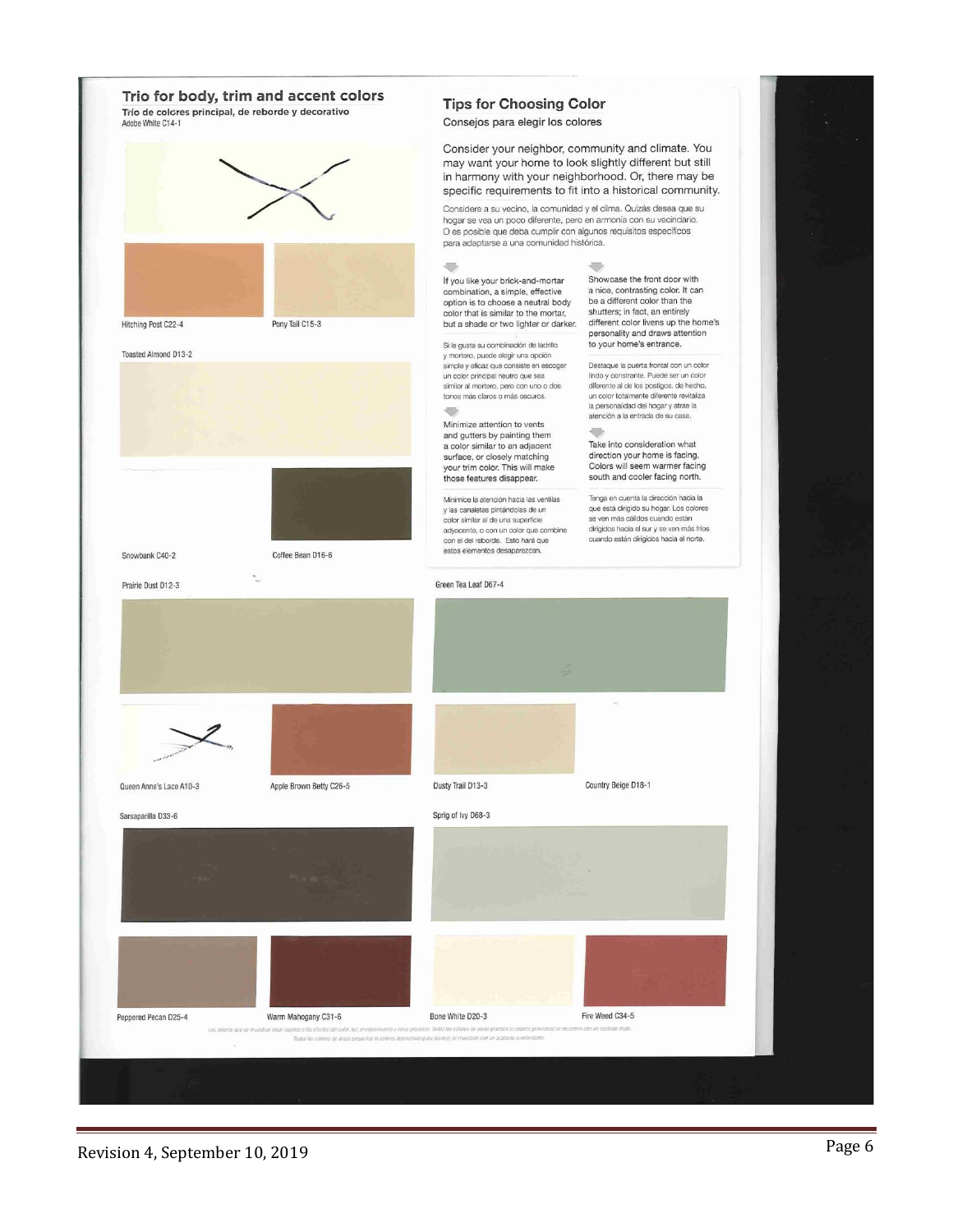## Trio for body, trim and accent colors

**Trío de colores principal, de reborde y decorativo**

Adobe White C14-1

Hitching Post C22-4

Pony Tail C15-3

Toasted Almond D13-2

Snowbank C40-2

Coffee Bean D16-6

## Tips for Choosing Color

Consejos para elegir los colores

Consider your neighbor, community and climate. You may want your home to look slightly different but still in harmony with your neighborhood. Or, there may be specific requirements to fit into a historical community.

Considere a su vecino, la comunidad y el clima. Quizás desea que su hogar se vea un poco diferente, pero en armonía con su vecindario. O es posible que deba cumplir con algunos requisitos específicos para adaptarse a una comunidad histórica.

If you like your brick-and-mortar combination, a simple, effective option is to choose a neutral body color that is similar to the mortar, but a shade or two lighter or darker.

Si le gusta su combinación de ladrillo y mortero, puede elegir una opción simple y eficaz que consiste en escoger un color principal neutro que sea similar al mortero, pero con uno o dos tonos más claros o más oscuros.

Minimize attention to vents and gutters by painting them a color similar to an adjacent surface, or closely matching your trim color. This will make those features disappear.

Minimice la atención hacia las ventilas y las canaletas pintándolas de un color similar al de una superficie adyacente, o con un color que combine con el del reborde. Esto hará que estos elementos desaparezcan.

Showcase the front door with a nice, contrasting color. It can be a different color than the shutters; in fact, an entirely different color livens up the home's personality and draws attention to your home's entrance.

Destaque la puerta frontal con un color lindo y constraste. Puede ser un color diferente al de los postigos, de hecho, un color totalmente diferente revitaliza la personalidad del hogar y atrae la atención a la entrada de su casa.

Take into consideration what direction your home is facing. Colors will seem warmer facing south and cooler facing north.

Tenga en cuenta la dirección hacia la que está dirigido su hogar. Los colores se ven más cálidos cuando están dirigidos hacia el sur y se ven más fríos cuando están dirigidos hacia el norte.

Prairie Dust D12-3

Queen Anne's Lace A10-3

Apple Brown Betty C26-5

Green Tea Leaf D67-4

Dusty Trail D13-3

Country Beige D18-1

Sarsaparilla D33-6

Peppered Pecan D25-4

Warm Mahogany C31-6

Sprig of Ivy D68-3

Bone White D20-3

Fire Weed C34-5